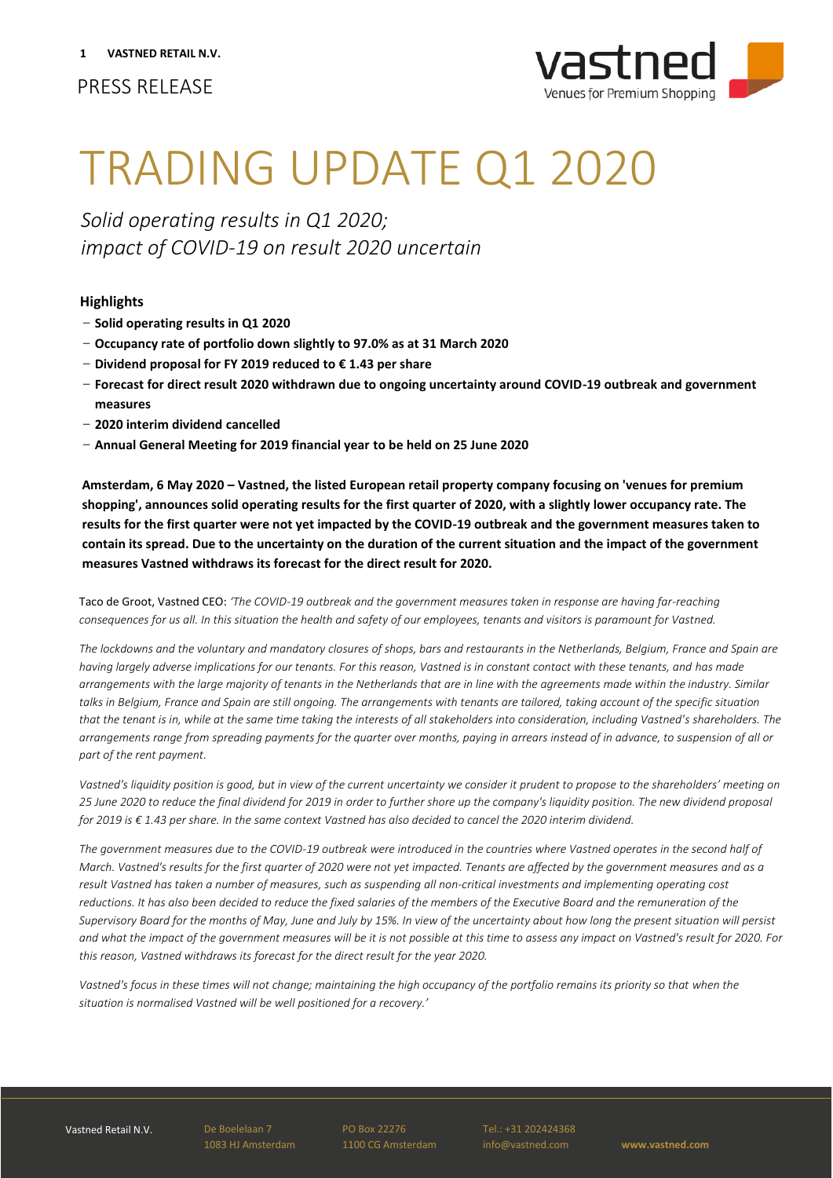PRESS RELEASE

# TRADING UPDATE Q1 2020

*Solid operating results in Q1 2020;*
*impact of COVID-19 on result 2020 uncertain*

### Highlights

- **Solid operating results in Q1 2020**
- **Occupancy rate of portfolio down slightly to 97.0% as at 31 March 2020**
- **Dividend proposal for FY 2019 reduced to € 1.43 per share**
- **Forecast for direct result 2020 withdrawn due to ongoing uncertainty around COVID-19 outbreak and government measures**
- **2020 interim dividend cancelled**
- **Annual General Meeting for 2019 financial year to be held on 25 June 2020**

**Amsterdam, 6 May 2020 – Vastned, the listed European retail property company focusing on 'venues for premium shopping', announces solid operating results for the first quarter of 2020, with a slightly lower occupancy rate. The results for the first quarter were not yet impacted by the COVID-19 outbreak and the government measures taken to contain its spread. Due to the uncertainty on the duration of the current situation and the impact of the government measures Vastned withdraws its forecast for the direct result for 2020.**

Taco de Groot, Vastned CEO: *'The COVID-19 outbreak and the government measures taken in response are having far-reaching consequences for us all. In this situation the health and safety of our employees, tenants and visitors is paramount for Vastned.*

*The lockdowns and the voluntary and mandatory closures of shops, bars and restaurants in the Netherlands, Belgium, France and Spain are having largely adverse implications for our tenants. For this reason, Vastned is in constant contact with these tenants, and has made arrangements with the large majority of tenants in the Netherlands that are in line with the agreements made within the industry. Similar talks in Belgium, France and Spain are still ongoing. The arrangements with tenants are tailored, taking account of the specific situation that the tenant is in, while at the same time taking the interests of all stakeholders into consideration, including Vastned's shareholders. The arrangements range from spreading payments for the quarter over months, paying in arrears instead of in advance, to suspension of all or part of the rent payment.*

*Vastned's liquidity position is good, but in view of the current uncertainty we consider it prudent to propose to the shareholders' meeting on 25 June 2020 to reduce the final dividend for 2019 in order to further shore up the company's liquidity position. The new dividend proposal for 2019 is € 1.43 per share. In the same context Vastned has also decided to cancel the 2020 interim dividend.*

*The government measures due to the COVID-19 outbreak were introduced in the countries where Vastned operates in the second half of March. Vastned's results for the first quarter of 2020 were not yet impacted. Tenants are affected by the government measures and as a result Vastned has taken a number of measures, such as suspending all non-critical investments and implementing operating cost reductions. It has also been decided to reduce the fixed salaries of the members of the Executive Board and the remuneration of the Supervisory Board for the months of May, June and July by 15%. In view of the uncertainty about how long the present situation will persist and what the impact of the government measures will be it is not possible at this time to assess any impact on Vastned's result for 2020. For this reason, Vastned withdraws its forecast for the direct result for the year 2020.*

*Vastned's focus in these times will not change; maintaining the high occupancy of the portfolio remains its priority so that when the situation is normalised Vastned will be well positioned for a recovery.'*

Vastned Retail N.V. De Boelelaan 7 1083 HJ Amsterdam PO Box 22276 1100 CG Amsterdam Tel.: +31 202424368 info@vastned.com www.vastned.com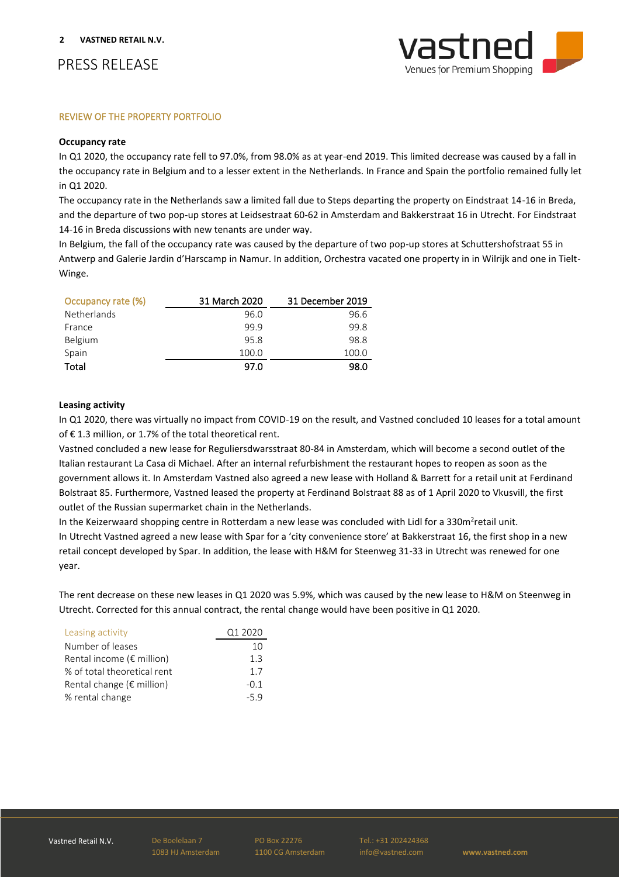## REVIEW OF THE PROPERTY PORTFOLIO

**Occupancy rate**

In Q1 2020, the occupancy rate fell to 97.0%, from 98.0% as at year-end 2019. This limited decrease was caused by a fall in the occupancy rate in Belgium and to a lesser extent in the Netherlands. In France and Spain the portfolio remained fully let in Q1 2020.

The occupancy rate in the Netherlands saw a limited fall due to Steps departing the property on Eindstraat 14-16 in Breda, and the departure of two pop-up stores at Leidsestraat 60-62 in Amsterdam and Bakkerstraat 16 in Utrecht. For Eindstraat 14-16 in Breda discussions with new tenants are under way.

In Belgium, the fall of the occupancy rate was caused by the departure of two pop-up stores at Schuttershofstraat 55 in Antwerp and Galerie Jardin d'Harscamp in Namur. In addition, Orchestra vacated one property in in Wilrijk and one in Tielt-Winge.

| Occupancy rate (%) | 31 March 2020 | 31 December 2019 |
|---|---|---|
| Netherlands | 96.0 | 96.6 |
| France | 99.9 | 99.8 |
| Belgium | 95.8 | 98.8 |
| Spain | 100.0 | 100.0 |
| **Total** | **97.0** | **98.0** |

**Leasing activity**

In Q1 2020, there was virtually no impact from COVID-19 on the result, and Vastned concluded 10 leases for a total amount of € 1.3 million, or 1.7% of the total theoretical rent.

Vastned concluded a new lease for Reguliersdwarsstraat 80-84 in Amsterdam, which will become a second outlet of the Italian restaurant La Casa di Michael. After an internal refurbishment the restaurant hopes to reopen as soon as the government allows it. In Amsterdam Vastned also agreed a new lease with Holland & Barrett for a retail unit at Ferdinand Bolstraat 85. Furthermore, Vastned leased the property at Ferdinand Bolstraat 88 as of 1 April 2020 to Vkusvill, the first outlet of the Russian supermarket chain in the Netherlands.

In the Keizerwaard shopping centre in Rotterdam a new lease was concluded with Lidl for a 330m²retail unit.

In Utrecht Vastned agreed a new lease with Spar for a 'city convenience store' at Bakkerstraat 16, the first shop in a new retail concept developed by Spar. In addition, the lease with H&M for Steenweg 31-33 in Utrecht was renewed for one year.

The rent decrease on these new leases in Q1 2020 was 5.9%, which was caused by the new lease to H&M on Steenweg in Utrecht. Corrected for this annual contract, the rental change would have been positive in Q1 2020.

| Leasing activity | Q1 2020 |
|---|---|
| Number of leases | 10 |
| Rental income (€ million) | 1.3 |
| % of total theoretical rent | 1.7 |
| Rental change (€ million) | -0.1 |
| % rental change | -5.9 |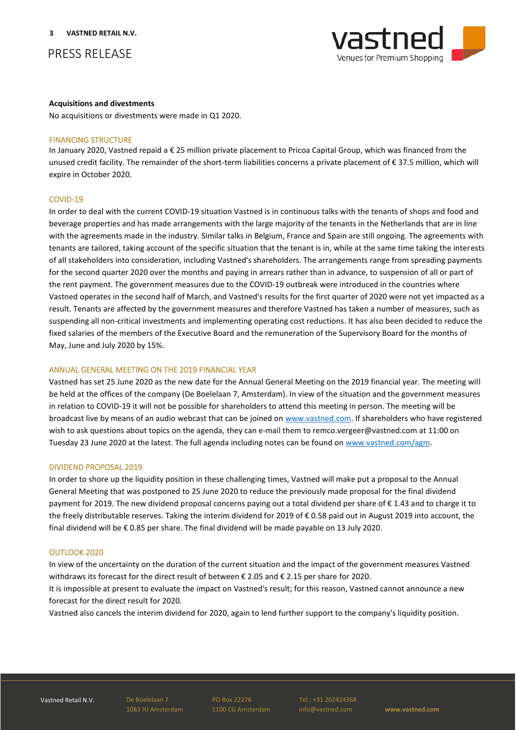**Acquisitions and divestments**

No acquisitions or divestments were made in Q1 2020.

## FINANCING STRUCTURE

In January 2020, Vastned repaid a € 25 million private placement to Pricoa Capital Group, which was financed from the unused credit facility. The remainder of the short-term liabilities concerns a private placement of € 37.5 million, which will expire in October 2020.

## COVID-19

In order to deal with the current COVID-19 situation Vastned is in continuous talks with the tenants of shops and food and beverage properties and has made arrangements with the large majority of the tenants in the Netherlands that are in line with the agreements made in the industry. Similar talks in Belgium, France and Spain are still ongoing. The agreements with tenants are tailored, taking account of the specific situation that the tenant is in, while at the same time taking the interests of all stakeholders into consideration, including Vastned's shareholders. The arrangements range from spreading payments for the second quarter 2020 over the months and paying in arrears rather than in advance, to suspension of all or part of the rent payment. The government measures due to the COVID-19 outbreak were introduced in the countries where Vastned operates in the second half of March, and Vastned's results for the first quarter of 2020 were not yet impacted as a result. Tenants are affected by the government measures and therefore Vastned has taken a number of measures, such as suspending all non-critical investments and implementing operating cost reductions. It has also been decided to reduce the fixed salaries of the members of the Executive Board and the remuneration of the Supervisory Board for the months of May, June and July 2020 by 15%.

## ANNUAL GENERAL MEETING ON THE 2019 FINANCIAL YEAR

Vastned has set 25 June 2020 as the new date for the Annual General Meeting on the 2019 financial year. The meeting will be held at the offices of the company (De Boelelaan 7, Amsterdam). In view of the situation and the government measures in relation to COVID-19 it will not be possible for shareholders to attend this meeting in person. The meeting will be broadcast live by means of an audio webcast that can be joined on [www.vastned.com](http://www.vastned.com). If shareholders who have registered wish to ask questions about topics on the agenda, they can e-mail them to remco.vergeer@vastned.com at 11:00 on Tuesday 23 June 2020 at the latest. The full agenda including notes can be found on [www.vastned.com/agm](http://www.vastned.com/agm).

## DIVIDEND PROPOSAL 2019

In order to shore up the liquidity position in these challenging times, Vastned will make put a proposal to the Annual General Meeting that was postponed to 25 June 2020 to reduce the previously made proposal for the final dividend payment for 2019. The new dividend proposal concerns paying out a total dividend per share of € 1.43 and to charge it to the freely distributable reserves. Taking the interim dividend for 2019 of € 0.58 paid out in August 2019 into account, the final dividend will be € 0.85 per share. The final dividend will be made payable on 13 July 2020.

## OUTLOOK 2020

In view of the uncertainty on the duration of the current situation and the impact of the government measures Vastned withdraws its forecast for the direct result of between € 2.05 and € 2.15 per share for 2020.

It is impossible at present to evaluate the impact on Vastned's result; for this reason, Vastned cannot announce a new forecast for the direct result for 2020.

Vastned also cancels the interim dividend for 2020, again to lend further support to the company's liquidity position.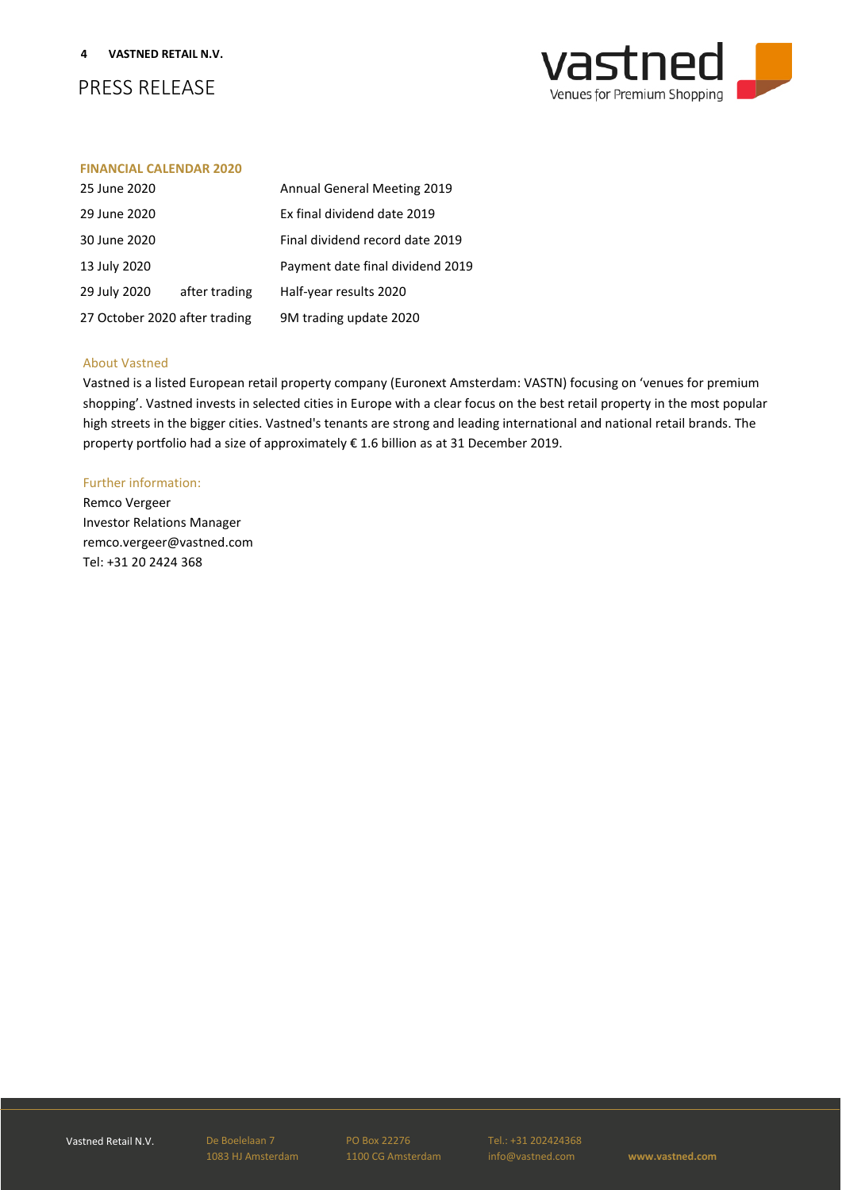## FINANCIAL CALENDAR 2020

| | | |
|---|---|---|
| 25 June 2020 | | Annual General Meeting 2019 |
| 29 June 2020 | | Ex final dividend date 2019 |
| 30 June 2020 | | Final dividend record date 2019 |
| 13 July 2020 | | Payment date final dividend 2019 |
| 29 July 2020 | after trading | Half-year results 2020 |
| 27 October 2020 | after trading | 9M trading update 2020 |

### About Vastned

Vastned is a listed European retail property company (Euronext Amsterdam: VASTN) focusing on 'venues for premium shopping'. Vastned invests in selected cities in Europe with a clear focus on the best retail property in the most popular high streets in the bigger cities. Vastned's tenants are strong and leading international and national retail brands. The property portfolio had a size of approximately € 1.6 billion as at 31 December 2019.

### Further information:

Remco Vergeer
Investor Relations Manager
remco.vergeer@vastned.com
Tel: +31 20 2424 368